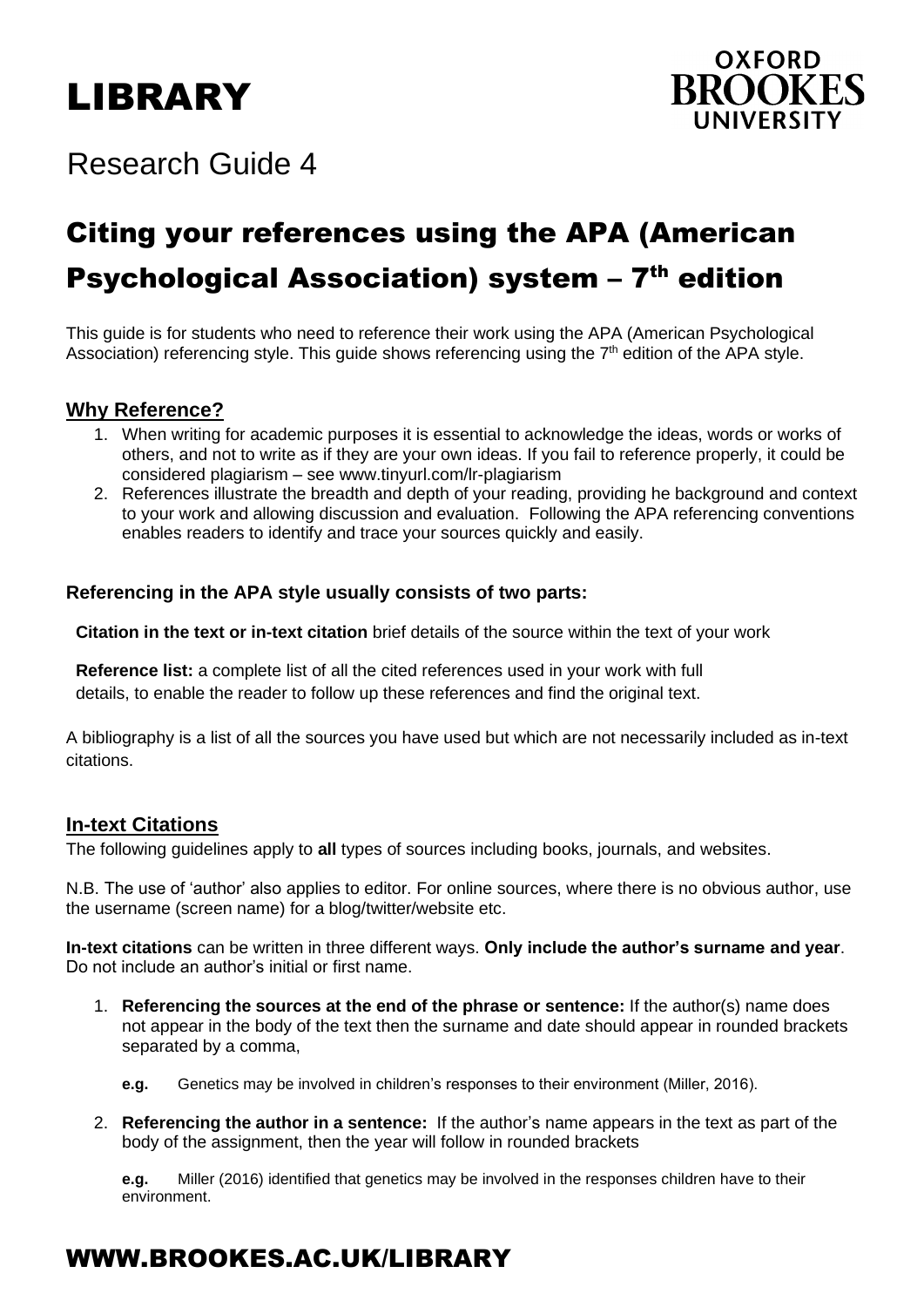# LIBRARY

OXFORD BROOKES UNIVERSITY

Research Guide 4

# Citing your references using the APA (American Psychological Association) system – 7th edition

This guide is for students who need to reference their work using the APA (American Psychological Association) referencing style. This guide shows referencing using the 7th edition of the APA style.

## Why Reference?

1. When writing for academic purposes it is essential to acknowledge the ideas, words or works of others, and not to write as if they are your own ideas. If you fail to reference properly, it could be considered plagiarism – see www.tinyurl.com/lr-plagiarism
2. References illustrate the breadth and depth of your reading, providing he background and context to your work and allowing discussion and evaluation. Following the APA referencing conventions enables readers to identify and trace your sources quickly and easily.

**Referencing in the APA style usually consists of two parts:**

**Citation in the text or in-text citation** brief details of the source within the text of your work

**Reference list:** a complete list of all the cited references used in your work with full details, to enable the reader to follow up these references and find the original text.

A bibliography is a list of all the sources you have used but which are not necessarily included as in-text citations.

## In-text Citations

The following guidelines apply to **all** types of sources including books, journals, and websites.

N.B. The use of 'author' also applies to editor. For online sources, where there is no obvious author, use the username (screen name) for a blog/twitter/website etc.

**In-text citations** can be written in three different ways. **Only include the author's surname and year**. Do not include an author's initial or first name.

1. **Referencing the sources at the end of the phrase or sentence:** If the author(s) name does not appear in the body of the text then the surname and date should appear in rounded brackets separated by a comma,

   **e.g.** Genetics may be involved in children's responses to their environment (Miller, 2016).

2. **Referencing the author in a sentence:** If the author's name appears in the text as part of the body of the assignment, then the year will follow in rounded brackets

   **e.g.** Miller (2016) identified that genetics may be involved in the responses children have to their environment.

WWW.BROOKES.AC.UK/LIBRARY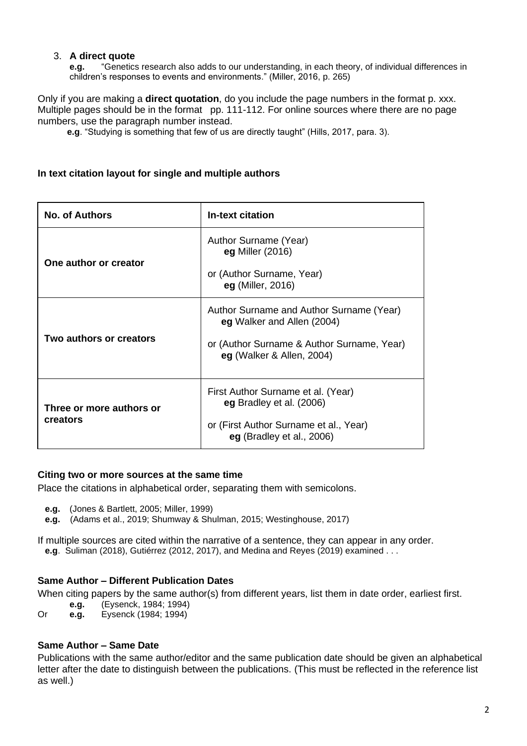3. **A direct quote**

   **e.g.** "Genetics research also adds to our understanding, in each theory, of individual differences in children's responses to events and environments." (Miller, 2016, p. 265)

Only if you are making a **direct quotation**, do you include the page numbers in the format p. xxx. Multiple pages should be in the format pp. 111-112. For online sources where there are no page numbers, use the paragraph number instead.

**e.g**. "Studying is something that few of us are directly taught" (Hills, 2017, para. 3).

**In text citation layout for single and multiple authors**

| **No. of Authors** | **In-text citation** |
|---|---|
| **One author or creator** | Author Surname (Year)<br>**eg** Miller (2016)<br><br>or (Author Surname, Year)<br>**eg** (Miller, 2016) |
| **Two authors or creators** | Author Surname and Author Surname (Year)<br>**eg** Walker and Allen (2004)<br><br>or (Author Surname & Author Surname, Year)<br>**eg** (Walker & Allen, 2004) |
| **Three or more authors or creators** | First Author Surname et al. (Year)<br>**eg** Bradley et al. (2006)<br><br>or (First Author Surname et al., Year)<br>**eg** (Bradley et al., 2006) |

**Citing two or more sources at the same time**

Place the citations in alphabetical order, separating them with semicolons.

**e.g.** (Jones & Bartlett, 2005; Miller, 1999)
**e.g.** (Adams et al., 2019; Shumway & Shulman, 2015; Westinghouse, 2017)

If multiple sources are cited within the narrative of a sentence, they can appear in any order.
**e.g**. Suliman (2018), Gutiérrez (2012, 2017), and Medina and Reyes (2019) examined . . .

**Same Author – Different Publication Dates**

When citing papers by the same author(s) from different years, list them in date order, earliest first.

**e.g.** (Eysenck, 1984; 1994)
Or **e.g.** Eysenck (1984; 1994)

**Same Author – Same Date**

Publications with the same author/editor and the same publication date should be given an alphabetical letter after the date to distinguish between the publications. (This must be reflected in the reference list as well.)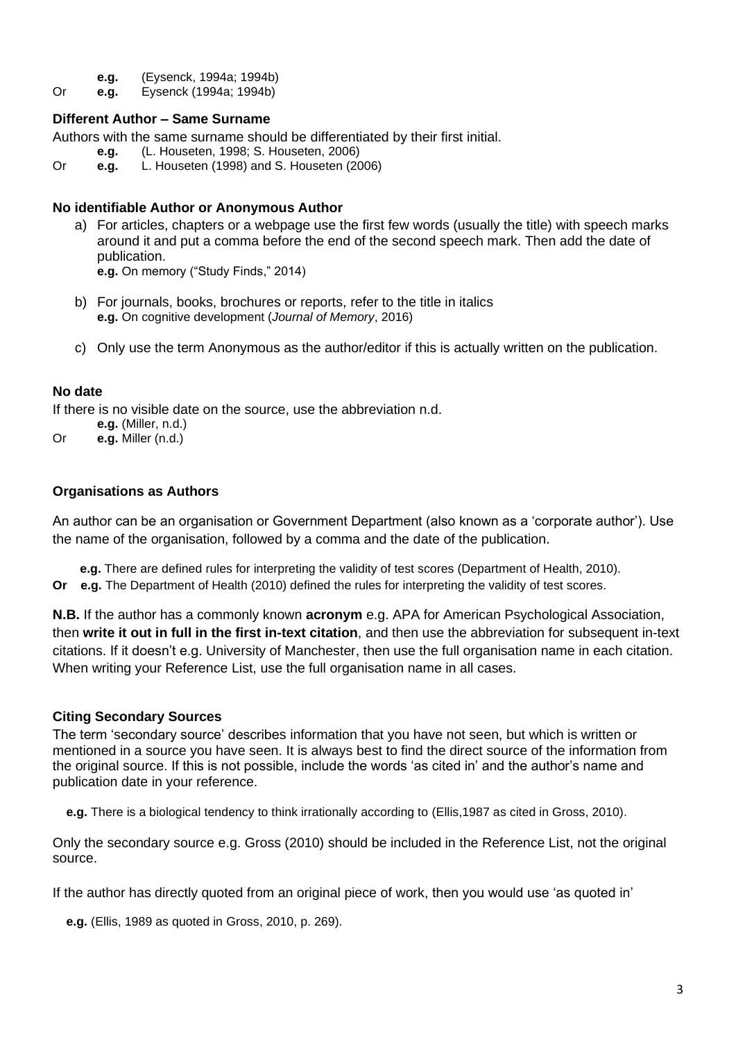**e.g.** (Eysenck, 1994a; 1994b)

Or **e.g.** Eysenck (1994a; 1994b)

### Different Author – Same Surname

Authors with the same surname should be differentiated by their first initial.

**e.g.** (L. Houseten, 1998; S. Houseten, 2006)

Or **e.g.** L. Houseten (1998) and S. Houseten (2006)

### No identifiable Author or Anonymous Author

a) For articles, chapters or a webpage use the first few words (usually the title) with speech marks around it and put a comma before the end of the second speech mark. Then add the date of publication.
   **e.g.** On memory ("Study Finds," 2014)

b) For journals, books, brochures or reports, refer to the title in italics
   **e.g.** On cognitive development (*Journal of Memory*, 2016)

c) Only use the term Anonymous as the author/editor if this is actually written on the publication.

### No date

If there is no visible date on the source, use the abbreviation n.d.

**e.g.** (Miller, n.d.)

Or **e.g.** Miller (n.d.)

### Organisations as Authors

An author can be an organisation or Government Department (also known as a 'corporate author'). Use the name of the organisation, followed by a comma and the date of the publication.

**e.g.** There are defined rules for interpreting the validity of test scores (Department of Health, 2010).

**Or e.g.** The Department of Health (2010) defined the rules for interpreting the validity of test scores.

**N.B.** If the author has a commonly known **acronym** e.g. APA for American Psychological Association, then **write it out in full in the first in-text citation**, and then use the abbreviation for subsequent in-text citations. If it doesn't e.g. University of Manchester, then use the full organisation name in each citation. When writing your Reference List, use the full organisation name in all cases.

### Citing Secondary Sources

The term 'secondary source' describes information that you have not seen, but which is written or mentioned in a source you have seen. It is always best to find the direct source of the information from the original source. If this is not possible, include the words 'as cited in' and the author's name and publication date in your reference.

**e.g.** There is a biological tendency to think irrationally according to (Ellis,1987 as cited in Gross, 2010).

Only the secondary source e.g. Gross (2010) should be included in the Reference List, not the original source.

If the author has directly quoted from an original piece of work, then you would use 'as quoted in'

**e.g.** (Ellis, 1989 as quoted in Gross, 2010, p. 269).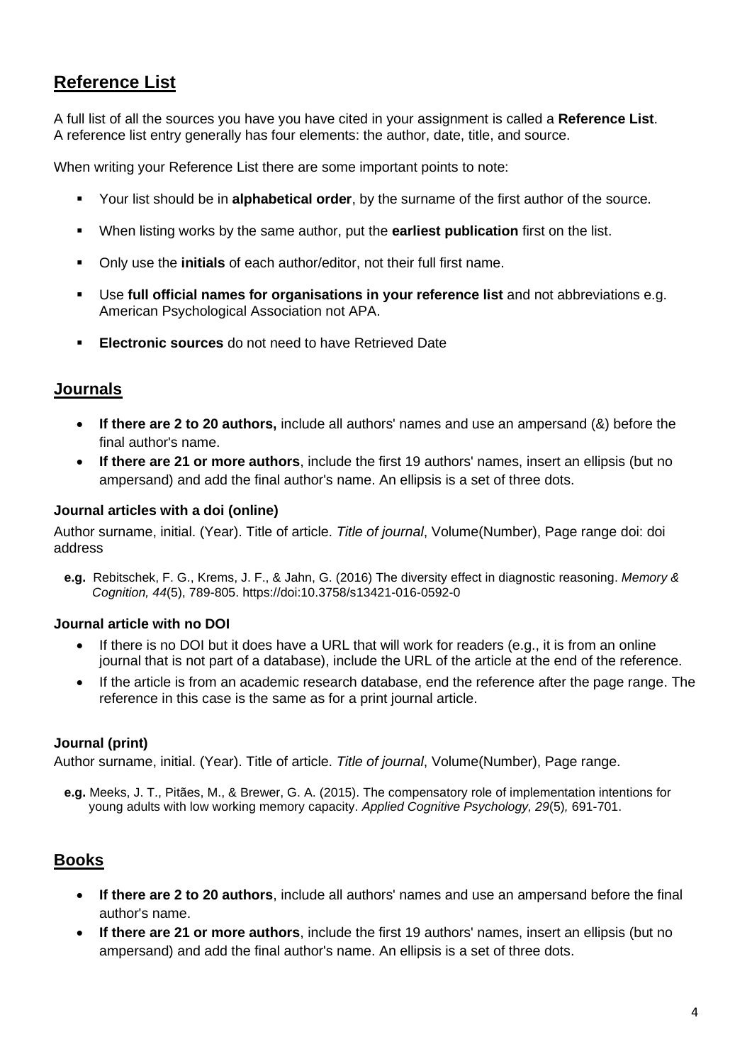## Reference List

A full list of all the sources you have you have cited in your assignment is called a **Reference List**. A reference list entry generally has four elements: the author, date, title, and source.

When writing your Reference List there are some important points to note:

- Your list should be in **alphabetical order**, by the surname of the first author of the source.
- When listing works by the same author, put the **earliest publication** first on the list.
- Only use the **initials** of each author/editor, not their full first name.
- Use **full official names for organisations in your reference list** and not abbreviations e.g. American Psychological Association not APA.
- **Electronic sources** do not need to have Retrieved Date

## Journals

- **If there are 2 to 20 authors,** include all authors' names and use an ampersand (&) before the final author's name.
- **If there are 21 or more authors**, include the first 19 authors' names, insert an ellipsis (but no ampersand) and add the final author's name. An ellipsis is a set of three dots.

### Journal articles with a doi (online)

Author surname, initial. (Year). Title of article. *Title of journal*, Volume(Number), Page range doi: doi address

**e.g.** Rebitschek, F. G., Krems, J. F., & Jahn, G. (2016) The diversity effect in diagnostic reasoning. *Memory & Cognition, 44*(5), 789-805. https://doi:10.3758/s13421-016-0592-0

### Journal article with no DOI

- If there is no DOI but it does have a URL that will work for readers (e.g., it is from an online journal that is not part of a database), include the URL of the article at the end of the reference.
- If the article is from an academic research database, end the reference after the page range. The reference in this case is the same as for a print journal article.

### Journal (print)

Author surname, initial. (Year). Title of article. *Title of journal*, Volume(Number), Page range.

**e.g.** Meeks, J. T., Pitães, M., & Brewer, G. A. (2015). The compensatory role of implementation intentions for young adults with low working memory capacity. *Applied Cognitive Psychology, 29*(5)*,* 691-701.

## Books

- **If there are 2 to 20 authors**, include all authors' names and use an ampersand before the final author's name.
- **If there are 21 or more authors**, include the first 19 authors' names, insert an ellipsis (but no ampersand) and add the final author's name. An ellipsis is a set of three dots.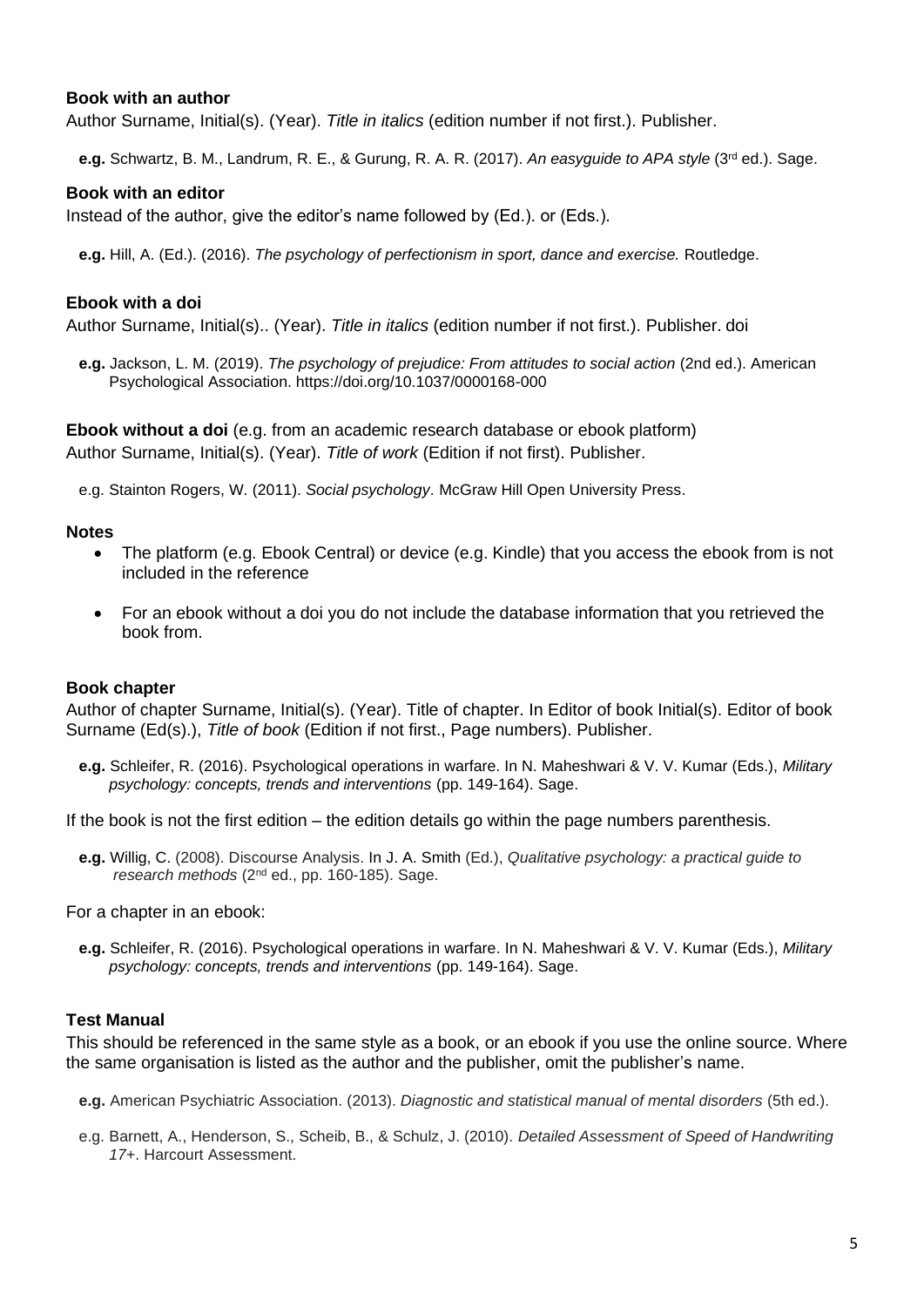**Book with an author**

Author Surname, Initial(s). (Year). *Title in italics* (edition number if not first.). Publisher.

**e.g.** Schwartz, B. M., Landrum, R. E., & Gurung, R. A. R. (2017). *An easyguide to APA style* (3rd ed.). Sage.

**Book with an editor**

Instead of the author, give the editor's name followed by (Ed.). or (Eds.).

**e.g.** Hill, A. (Ed.). (2016). *The psychology of perfectionism in sport, dance and exercise.* Routledge.

**Ebook with a doi**

Author Surname, Initial(s).. (Year). *Title in italics* (edition number if not first.). Publisher. doi

**e.g.** Jackson, L. M. (2019). *The psychology of prejudice: From attitudes to social action* (2nd ed.). American Psychological Association. https://doi.org/10.1037/0000168-000

**Ebook without a doi** (e.g. from an academic research database or ebook platform)

Author Surname, Initial(s). (Year). *Title of work* (Edition if not first). Publisher.

e.g. Stainton Rogers, W. (2011). *Social psychology*. McGraw Hill Open University Press.

**Notes**

- The platform (e.g. Ebook Central) or device (e.g. Kindle) that you access the ebook from is not included in the reference
- For an ebook without a doi you do not include the database information that you retrieved the book from.

**Book chapter**

Author of chapter Surname, Initial(s). (Year). Title of chapter. In Editor of book Initial(s). Editor of book Surname (Ed(s).), *Title of book* (Edition if not first., Page numbers). Publisher.

**e.g.** Schleifer, R. (2016). Psychological operations in warfare. In N. Maheshwari & V. V. Kumar (Eds.), *Military psychology: concepts, trends and interventions* (pp. 149-164). Sage.

If the book is not the first edition – the edition details go within the page numbers parenthesis.

**e.g.** Willig, C. (2008). Discourse Analysis. In J. A. Smith (Ed.), *Qualitative psychology: a practical guide to research methods* (2nd ed., pp. 160-185). Sage.

For a chapter in an ebook:

**e.g.** Schleifer, R. (2016). Psychological operations in warfare. In N. Maheshwari & V. V. Kumar (Eds.), *Military psychology: concepts, trends and interventions* (pp. 149-164). Sage.

**Test Manual**

This should be referenced in the same style as a book, or an ebook if you use the online source. Where the same organisation is listed as the author and the publisher, omit the publisher's name.

**e.g.** American Psychiatric Association. (2013). *Diagnostic and statistical manual of mental disorders* (5th ed.).

e.g. Barnett, A., Henderson, S., Scheib, B., & Schulz, J. (2010). *Detailed Assessment of Speed of Handwriting 17+*. Harcourt Assessment.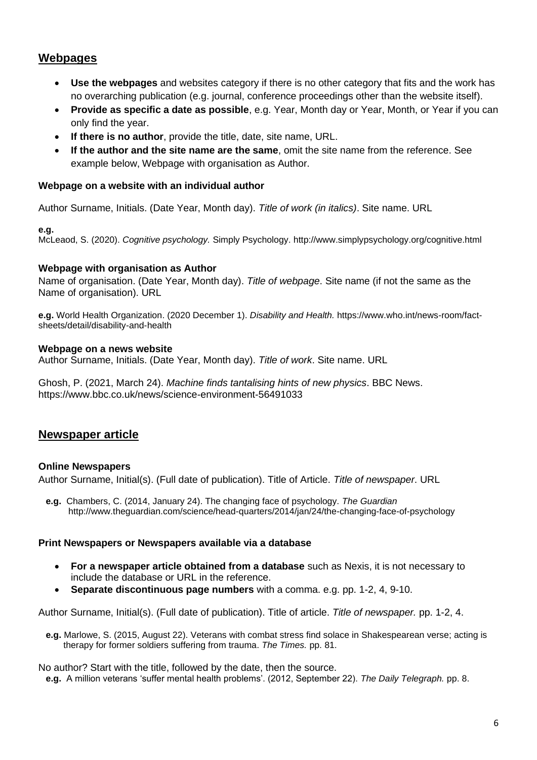## Webpages

- **Use the webpages** and websites category if there is no other category that fits and the work has no overarching publication (e.g. journal, conference proceedings other than the website itself).
- **Provide as specific a date as possible**, e.g. Year, Month day or Year, Month, or Year if you can only find the year.
- **If there is no author**, provide the title, date, site name, URL.
- **If the author and the site name are the same**, omit the site name from the reference. See example below, Webpage with organisation as Author.

### Webpage on a website with an individual author

Author Surname, Initials. (Date Year, Month day). *Title of work (in italics)*. Site name. URL

**e.g.**
McLeaod, S. (2020). *Cognitive psychology.* Simply Psychology. http://www.simplypsychology.org/cognitive.html

### Webpage with organisation as Author

Name of organisation. (Date Year, Month day). *Title of webpage*. Site name (if not the same as the Name of organisation). URL

**e.g.** World Health Organization. (2020 December 1). *Disability and Health.* https://www.who.int/news-room/fact-sheets/detail/disability-and-health

### Webpage on a news website

Author Surname, Initials. (Date Year, Month day). *Title of work*. Site name. URL

Ghosh, P. (2021, March 24). *Machine finds tantalising hints of new physics*. BBC News. https://www.bbc.co.uk/news/science-environment-56491033

## Newspaper article

### Online Newspapers

Author Surname, Initial(s). (Full date of publication). Title of Article. *Title of newspaper*. URL

**e.g.** Chambers, C. (2014, January 24). The changing face of psychology. *The Guardian* http://www.theguardian.com/science/head-quarters/2014/jan/24/the-changing-face-of-psychology

### Print Newspapers or Newspapers available via a database

- **For a newspaper article obtained from a database** such as Nexis, it is not necessary to include the database or URL in the reference.
- **Separate discontinuous page numbers** with a comma. e.g. pp. 1-2, 4, 9-10.

Author Surname, Initial(s). (Full date of publication). Title of article. *Title of newspaper.* pp. 1-2, 4.

**e.g.** Marlowe, S. (2015, August 22). Veterans with combat stress find solace in Shakespearean verse; acting is therapy for former soldiers suffering from trauma. *The Times.* pp. 81.

No author? Start with the title, followed by the date, then the source.

**e.g.** A million veterans 'suffer mental health problems'. (2012, September 22). *The Daily Telegraph.* pp. 8.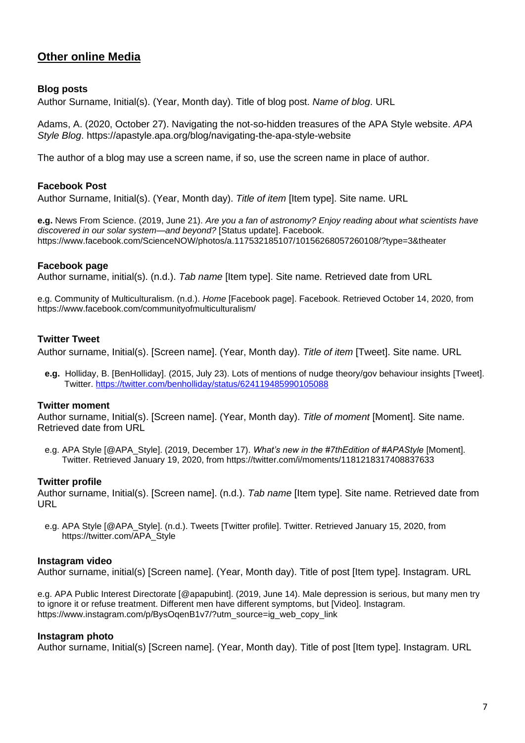## Other online Media

### Blog posts

Author Surname, Initial(s). (Year, Month day). Title of blog post. *Name of blog*. URL

Adams, A. (2020, October 27). Navigating the not-so-hidden treasures of the APA Style website. *APA Style Blog*. https://apastyle.apa.org/blog/navigating-the-apa-style-website

The author of a blog may use a screen name, if so, use the screen name in place of author.

### Facebook Post

Author Surname, Initial(s). (Year, Month day). *Title of item* [Item type]. Site name. URL

**e.g.** News From Science. (2019, June 21). *Are you a fan of astronomy? Enjoy reading about what scientists have discovered in our solar system—and beyond?* [Status update]. Facebook. https://www.facebook.com/ScienceNOW/photos/a.117532185107/10156268057260108/?type=3&theater

### Facebook page

Author surname, initial(s). (n.d.). *Tab name* [Item type]. Site name. Retrieved date from URL

e.g. Community of Multiculturalism. (n.d.). *Home* [Facebook page]. Facebook. Retrieved October 14, 2020, from https://www.facebook.com/communityofmulticulturalism/

### Twitter Tweet

Author surname, Initial(s). [Screen name]. (Year, Month day). *Title of item* [Tweet]. Site name. URL

**e.g.** Holliday, B. [BenHolliday]. (2015, July 23). Lots of mentions of nudge theory/gov behaviour insights [Tweet]. Twitter. https://twitter.com/benholliday/status/624119485990105088

### Twitter moment

Author surname, Initial(s). [Screen name]. (Year, Month day). *Title of moment* [Moment]. Site name. Retrieved date from URL

e.g. APA Style [@APA_Style]. (2019, December 17). *What's new in the #7thEdition of #APAStyle* [Moment]. Twitter. Retrieved January 19, 2020, from https://twitter.com/i/moments/1181218317408837633

### Twitter profile

Author surname, Initial(s). [Screen name]. (n.d.). *Tab name* [Item type]. Site name. Retrieved date from URL

e.g. APA Style [@APA_Style]. (n.d.). Tweets [Twitter profile]. Twitter. Retrieved January 15, 2020, from https://twitter.com/APA_Style

### Instagram video

Author surname, initial(s) [Screen name]. (Year, Month day). Title of post [Item type]. Instagram. URL

e.g. APA Public Interest Directorate [@apapubint]. (2019, June 14). Male depression is serious, but many men try to ignore it or refuse treatment. Different men have different symptoms, but [Video]. Instagram. https://www.instagram.com/p/BysOqenB1v7/?utm_source=ig_web_copy_link

### Instagram photo

Author surname, Initial(s) [Screen name]. (Year, Month day). Title of post [Item type]. Instagram. URL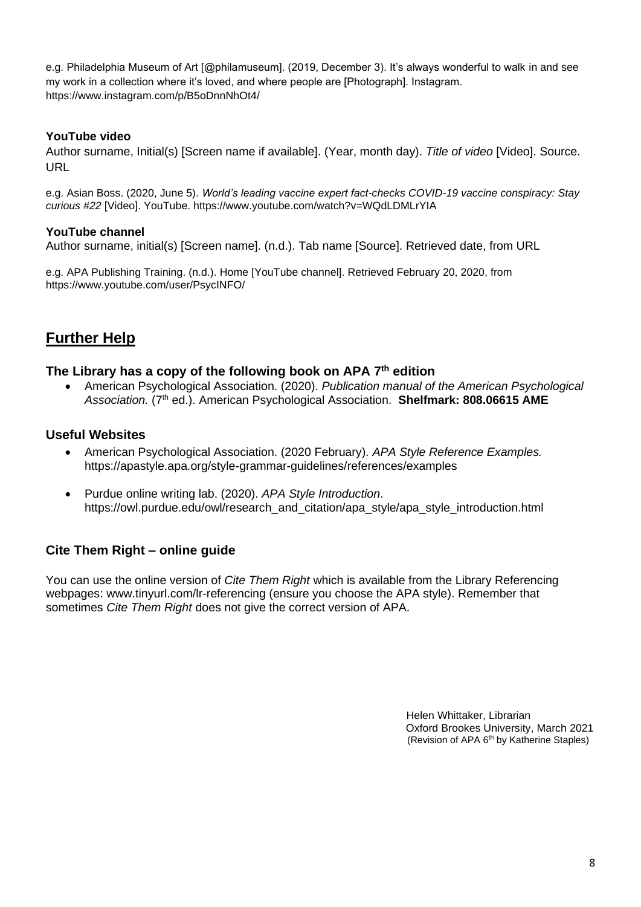e.g. Philadelphia Museum of Art [@philamuseum]. (2019, December 3). It's always wonderful to walk in and see my work in a collection where it's loved, and where people are [Photograph]. Instagram. https://www.instagram.com/p/B5oDnnNhOt4/

**YouTube video**

Author surname, Initial(s) [Screen name if available]. (Year, month day). *Title of video* [Video]. Source. URL

e.g. Asian Boss. (2020, June 5). *World's leading vaccine expert fact-checks COVID-19 vaccine conspiracy: Stay curious #22* [Video]. YouTube. https://www.youtube.com/watch?v=WQdLDMLrYIA

**YouTube channel**

Author surname, initial(s) [Screen name]. (n.d.). Tab name [Source]. Retrieved date, from URL

e.g. APA Publishing Training. (n.d.). Home [YouTube channel]. Retrieved February 20, 2020, from https://www.youtube.com/user/PsycINFO/

## Further Help

### The Library has a copy of the following book on APA 7th edition

- American Psychological Association. (2020). *Publication manual of the American Psychological Association.* (7th ed.). American Psychological Association. **Shelfmark: 808.06615 AME**

### Useful Websites

- American Psychological Association. (2020 February). *APA Style Reference Examples.* https://apastyle.apa.org/style-grammar-guidelines/references/examples
- Purdue online writing lab. (2020). *APA Style Introduction*. https://owl.purdue.edu/owl/research_and_citation/apa_style/apa_style_introduction.html

### Cite Them Right – online guide

You can use the online version of *Cite Them Right* which is available from the Library Referencing webpages: www.tinyurl.com/lr-referencing (ensure you choose the APA style). Remember that sometimes *Cite Them Right* does not give the correct version of APA.

Helen Whittaker, Librarian
Oxford Brookes University, March 2021
(Revision of APA 6th by Katherine Staples)